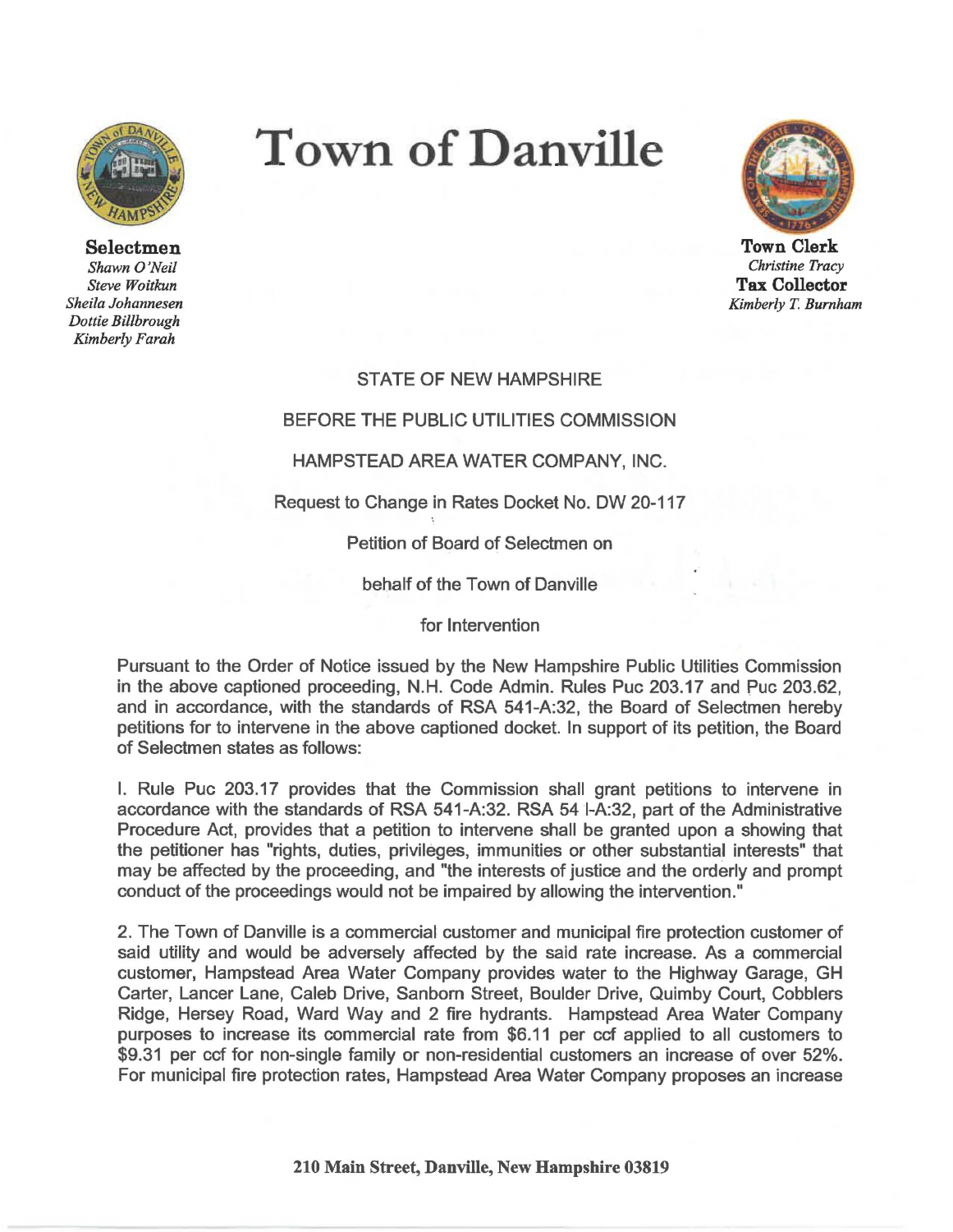# Town of Danville

**Selectmen**
*Shawn O'Neil*
*Steve Woitkun*
*Sheila Johannesen*
*Dottie Billbrough*
*Kimberly Farah*

**Town Clerk**
*Christine Tracy*
**Tax Collector**
*Kimberly T. Burnham*

STATE OF NEW HAMPSHIRE

BEFORE THE PUBLIC UTILITIES COMMISSION

HAMPSTEAD AREA WATER COMPANY, INC.

Request to Change in Rates Docket No. DW 20-117

Petition of Board of Selectmen on

behalf of the Town of Danville

for Intervention

Pursuant to the Order of Notice issued by the New Hampshire Public Utilities Commission in the above captioned proceeding, N.H. Code Admin. Rules Puc 203.17 and Puc 203.62, and in accordance, with the standards of RSA 541-A:32, the Board of Selectmen hereby petitions for to intervene in the above captioned docket. In support of its petition, the Board of Selectmen states as follows:

I. Rule Puc 203.17 provides that the Commission shall grant petitions to intervene in accordance with the standards of RSA 541-A:32. RSA 54 l-A:32, part of the Administrative Procedure Act, provides that a petition to intervene shall be granted upon a showing that the petitioner has "rights, duties, privileges, immunities or other substantial interests" that may be affected by the proceeding, and "the interests of justice and the orderly and prompt conduct of the proceedings would not be impaired by allowing the intervention."

2. The Town of Danville is a commercial customer and municipal fire protection customer of said utility and would be adversely affected by the said rate increase. As a commercial customer, Hampstead Area Water Company provides water to the Highway Garage, GH Carter, Lancer Lane, Caleb Drive, Sanborn Street, Boulder Drive, Quimby Court, Cobblers Ridge, Hersey Road, Ward Way and 2 fire hydrants. Hampstead Area Water Company purposes to increase its commercial rate from $6.11 per ccf applied to all customers to $9.31 per ccf for non-single family or non-residential customers an increase of over 52%. For municipal fire protection rates, Hampstead Area Water Company proposes an increase

210 Main Street, Danville, New Hampshire 03819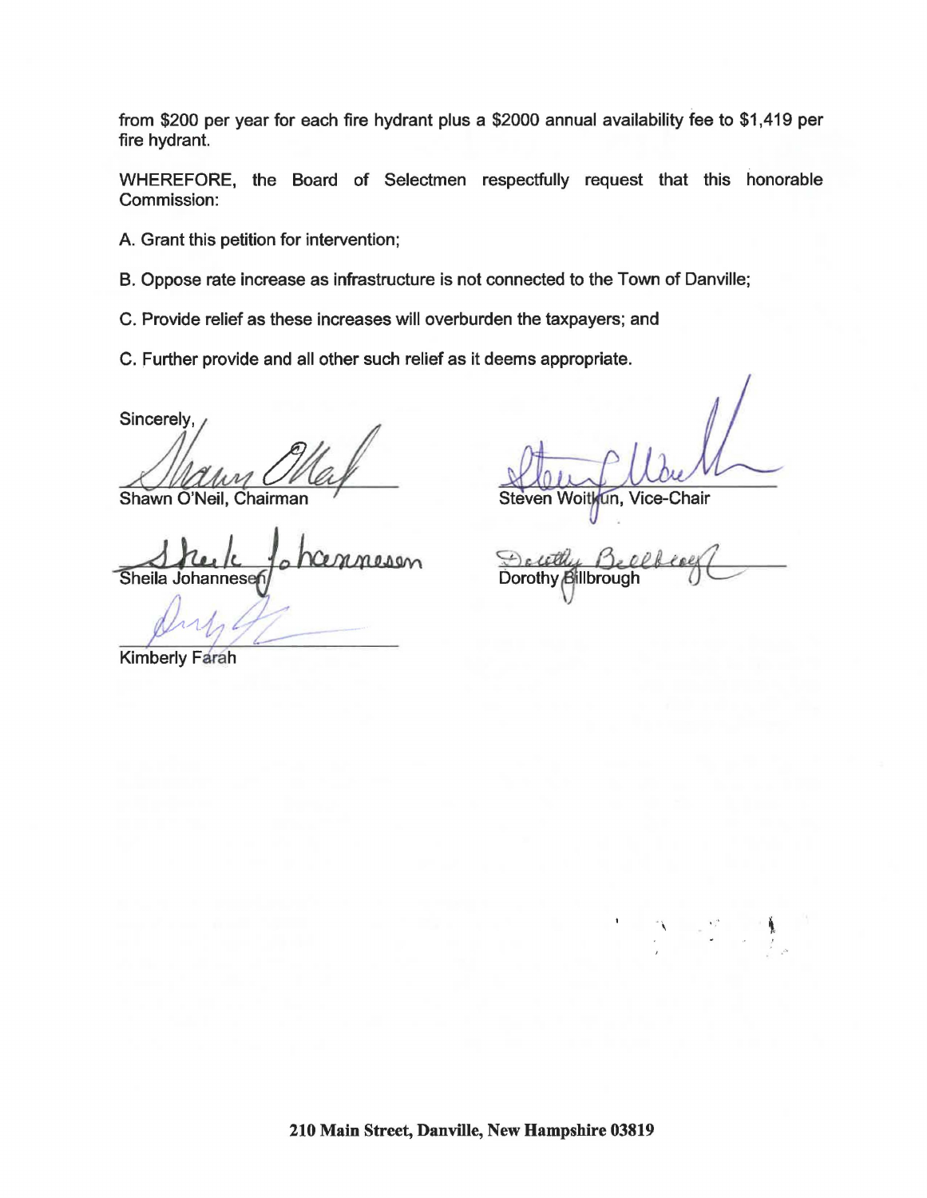from $200 per year for each fire hydrant plus a $2000 annual availability fee to $1,419 per fire hydrant.

WHEREFORE, the Board of Selectmen respectfully request that this honorable Commission:

A. Grant this petition for intervention;

B. Oppose rate increase as infrastructure is not connected to the Town of Danville;

C. Provide relief as these increases will overburden the taxpayers; and

C. Further provide and all other such relief as it deems appropriate.

Sincerely,

Shawn O'Neil, Chairman

Steven Woitkun, Vice-Chair

Sheila Johannesen

Dorothy Billbrough

Kimberly Farah

**210 Main Street, Danville, New Hampshire 03819**